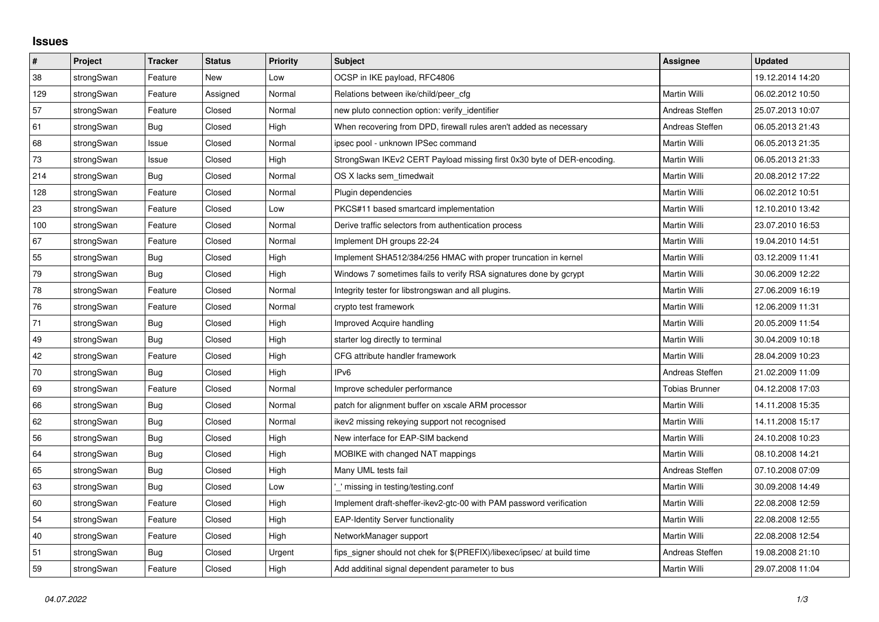## Issues

| # | Project | Tracker | Status | Priority | Subject | Assignee | Updated |
|---|---|---|---|---|---|---|---|
| 38 | strongSwan | Feature | New | Low | OCSP in IKE payload, RFC4806 | | 19.12.2014 14:20 |
| 129 | strongSwan | Feature | Assigned | Normal | Relations between ike/child/peer_cfg | Martin Willi | 06.02.2012 10:50 |
| 57 | strongSwan | Feature | Closed | Normal | new pluto connection option: verify_identifier | Andreas Steffen | 25.07.2013 10:07 |
| 61 | strongSwan | Bug | Closed | High | When recovering from DPD, firewall rules aren't added as necessary | Andreas Steffen | 06.05.2013 21:43 |
| 68 | strongSwan | Issue | Closed | Normal | ipsec pool - unknown IPSec command | Martin Willi | 06.05.2013 21:35 |
| 73 | strongSwan | Issue | Closed | High | StrongSwan IKEv2 CERT Payload missing first 0x30 byte of DER-encoding. | Martin Willi | 06.05.2013 21:33 |
| 214 | strongSwan | Bug | Closed | Normal | OS X lacks sem_timedwait | Martin Willi | 20.08.2012 17:22 |
| 128 | strongSwan | Feature | Closed | Normal | Plugin dependencies | Martin Willi | 06.02.2012 10:51 |
| 23 | strongSwan | Feature | Closed | Low | PKCS#11 based smartcard implementation | Martin Willi | 12.10.2010 13:42 |
| 100 | strongSwan | Feature | Closed | Normal | Derive traffic selectors from authentication process | Martin Willi | 23.07.2010 16:53 |
| 67 | strongSwan | Feature | Closed | Normal | Implement DH groups 22-24 | Martin Willi | 19.04.2010 14:51 |
| 55 | strongSwan | Bug | Closed | High | Implement SHA512/384/256 HMAC with proper truncation in kernel | Martin Willi | 03.12.2009 11:41 |
| 79 | strongSwan | Bug | Closed | High | Windows 7 sometimes fails to verify RSA signatures done by gcrypt | Martin Willi | 30.06.2009 12:22 |
| 78 | strongSwan | Feature | Closed | Normal | Integrity tester for libstrongswan and all plugins. | Martin Willi | 27.06.2009 16:19 |
| 76 | strongSwan | Feature | Closed | Normal | crypto test framework | Martin Willi | 12.06.2009 11:31 |
| 71 | strongSwan | Bug | Closed | High | Improved Acquire handling | Martin Willi | 20.05.2009 11:54 |
| 49 | strongSwan | Bug | Closed | High | starter log directly to terminal | Martin Willi | 30.04.2009 10:18 |
| 42 | strongSwan | Feature | Closed | High | CFG attribute handler framework | Martin Willi | 28.04.2009 10:23 |
| 70 | strongSwan | Bug | Closed | High | IPv6 | Andreas Steffen | 21.02.2009 11:09 |
| 69 | strongSwan | Feature | Closed | Normal | Improve scheduler performance | Tobias Brunner | 04.12.2008 17:03 |
| 66 | strongSwan | Bug | Closed | Normal | patch for alignment buffer on xscale ARM processor | Martin Willi | 14.11.2008 15:35 |
| 62 | strongSwan | Bug | Closed | Normal | ikev2 missing rekeying support not recognised | Martin Willi | 14.11.2008 15:17 |
| 56 | strongSwan | Bug | Closed | High | New interface for EAP-SIM backend | Martin Willi | 24.10.2008 10:23 |
| 64 | strongSwan | Bug | Closed | High | MOBIKE with changed NAT mappings | Martin Willi | 08.10.2008 14:21 |
| 65 | strongSwan | Bug | Closed | High | Many UML tests fail | Andreas Steffen | 07.10.2008 07:09 |
| 63 | strongSwan | Bug | Closed | Low | '_' missing in testing/testing.conf | Martin Willi | 30.09.2008 14:49 |
| 60 | strongSwan | Feature | Closed | High | Implement draft-sheffer-ikev2-gtc-00 with PAM password verification | Martin Willi | 22.08.2008 12:59 |
| 54 | strongSwan | Feature | Closed | High | EAP-Identity Server functionality | Martin Willi | 22.08.2008 12:55 |
| 40 | strongSwan | Feature | Closed | High | NetworkManager support | Martin Willi | 22.08.2008 12:54 |
| 51 | strongSwan | Bug | Closed | Urgent | fips_signer should not chek for $(PREFIX)/libexec/ipsec/ at build time | Andreas Steffen | 19.08.2008 21:10 |
| 59 | strongSwan | Feature | Closed | High | Add additinal signal dependent parameter to bus | Martin Willi | 29.07.2008 11:04 |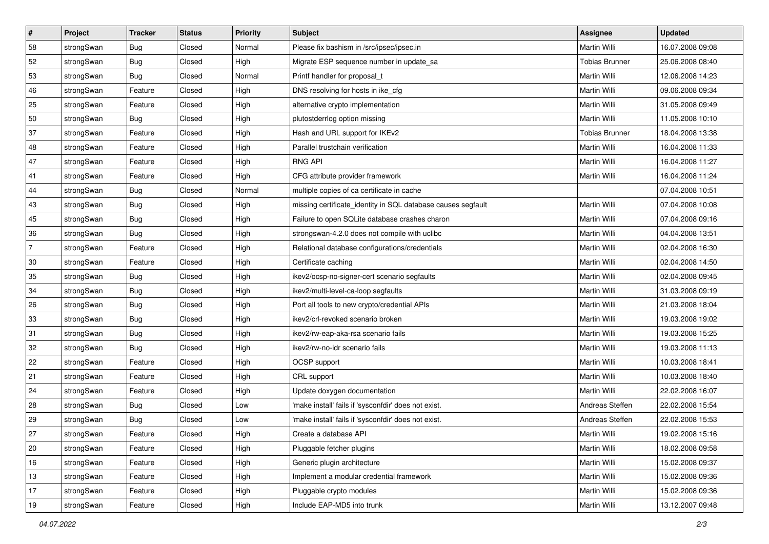| # | Project | Tracker | Status | Priority | Subject | Assignee | Updated |
|---|---|---|---|---|---|---|---|
| 58 | strongSwan | Bug | Closed | Normal | Please fix bashism in /src/ipsec/ipsec.in | Martin Willi | 16.07.2008 09:08 |
| 52 | strongSwan | Bug | Closed | High | Migrate ESP sequence number in update_sa | Tobias Brunner | 25.06.2008 08:40 |
| 53 | strongSwan | Bug | Closed | Normal | Printf handler for proposal_t | Martin Willi | 12.06.2008 14:23 |
| 46 | strongSwan | Feature | Closed | High | DNS resolving for hosts in ike_cfg | Martin Willi | 09.06.2008 09:34 |
| 25 | strongSwan | Feature | Closed | High | alternative crypto implementation | Martin Willi | 31.05.2008 09:49 |
| 50 | strongSwan | Bug | Closed | High | plutostderrlog option missing | Martin Willi | 11.05.2008 10:10 |
| 37 | strongSwan | Feature | Closed | High | Hash and URL support for IKEv2 | Tobias Brunner | 18.04.2008 13:38 |
| 48 | strongSwan | Feature | Closed | High | Parallel trustchain verification | Martin Willi | 16.04.2008 11:33 |
| 47 | strongSwan | Feature | Closed | High | RNG API | Martin Willi | 16.04.2008 11:27 |
| 41 | strongSwan | Feature | Closed | High | CFG attribute provider framework | Martin Willi | 16.04.2008 11:24 |
| 44 | strongSwan | Bug | Closed | Normal | multiple copies of ca certificate in cache | | 07.04.2008 10:51 |
| 43 | strongSwan | Bug | Closed | High | missing certificate_identity in SQL database causes segfault | Martin Willi | 07.04.2008 10:08 |
| 45 | strongSwan | Bug | Closed | High | Failure to open SQLite database crashes charon | Martin Willi | 07.04.2008 09:16 |
| 36 | strongSwan | Bug | Closed | High | strongswan-4.2.0 does not compile with uclibc | Martin Willi | 04.04.2008 13:51 |
| 7 | strongSwan | Feature | Closed | High | Relational database configurations/credentials | Martin Willi | 02.04.2008 16:30 |
| 30 | strongSwan | Feature | Closed | High | Certificate caching | Martin Willi | 02.04.2008 14:50 |
| 35 | strongSwan | Bug | Closed | High | ikev2/ocsp-no-signer-cert scenario segfaults | Martin Willi | 02.04.2008 09:45 |
| 34 | strongSwan | Bug | Closed | High | ikev2/multi-level-ca-loop segfaults | Martin Willi | 31.03.2008 09:19 |
| 26 | strongSwan | Bug | Closed | High | Port all tools to new crypto/credential APIs | Martin Willi | 21.03.2008 18:04 |
| 33 | strongSwan | Bug | Closed | High | ikev2/crl-revoked scenario broken | Martin Willi | 19.03.2008 19:02 |
| 31 | strongSwan | Bug | Closed | High | ikev2/rw-eap-aka-rsa scenario fails | Martin Willi | 19.03.2008 15:25 |
| 32 | strongSwan | Bug | Closed | High | ikev2/rw-no-idr scenario fails | Martin Willi | 19.03.2008 11:13 |
| 22 | strongSwan | Feature | Closed | High | OCSP support | Martin Willi | 10.03.2008 18:41 |
| 21 | strongSwan | Feature | Closed | High | CRL support | Martin Willi | 10.03.2008 18:40 |
| 24 | strongSwan | Feature | Closed | High | Update doxygen documentation | Martin Willi | 22.02.2008 16:07 |
| 28 | strongSwan | Bug | Closed | Low | 'make install' fails if 'sysconfdir' does not exist. | Andreas Steffen | 22.02.2008 15:54 |
| 29 | strongSwan | Bug | Closed | Low | 'make install' fails if 'sysconfdir' does not exist. | Andreas Steffen | 22.02.2008 15:53 |
| 27 | strongSwan | Feature | Closed | High | Create a database API | Martin Willi | 19.02.2008 15:16 |
| 20 | strongSwan | Feature | Closed | High | Pluggable fetcher plugins | Martin Willi | 18.02.2008 09:58 |
| 16 | strongSwan | Feature | Closed | High | Generic plugin architecture | Martin Willi | 15.02.2008 09:37 |
| 13 | strongSwan | Feature | Closed | High | Implement a modular credential framework | Martin Willi | 15.02.2008 09:36 |
| 17 | strongSwan | Feature | Closed | High | Pluggable crypto modules | Martin Willi | 15.02.2008 09:36 |
| 19 | strongSwan | Feature | Closed | High | Include EAP-MD5 into trunk | Martin Willi | 13.12.2007 09:48 |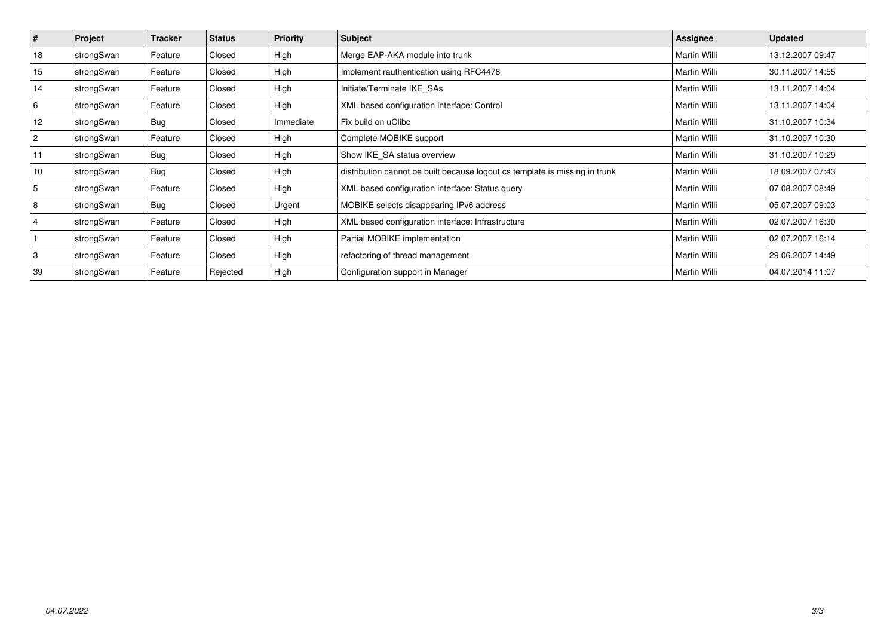| # | Project | Tracker | Status | Priority | Subject | Assignee | Updated |
|---|---|---|---|---|---|---|---|
| 18 | strongSwan | Feature | Closed | High | Merge EAP-AKA module into trunk | Martin Willi | 13.12.2007 09:47 |
| 15 | strongSwan | Feature | Closed | High | Implement rauthentication using RFC4478 | Martin Willi | 30.11.2007 14:55 |
| 14 | strongSwan | Feature | Closed | High | Initiate/Terminate IKE_SAs | Martin Willi | 13.11.2007 14:04 |
| 6 | strongSwan | Feature | Closed | High | XML based configuration interface: Control | Martin Willi | 13.11.2007 14:04 |
| 12 | strongSwan | Bug | Closed | Immediate | Fix build on uClibc | Martin Willi | 31.10.2007 10:34 |
| 2 | strongSwan | Feature | Closed | High | Complete MOBIKE support | Martin Willi | 31.10.2007 10:30 |
| 11 | strongSwan | Bug | Closed | High | Show IKE_SA status overview | Martin Willi | 31.10.2007 10:29 |
| 10 | strongSwan | Bug | Closed | High | distribution cannot be built because logout.cs template is missing in trunk | Martin Willi | 18.09.2007 07:43 |
| 5 | strongSwan | Feature | Closed | High | XML based configuration interface: Status query | Martin Willi | 07.08.2007 08:49 |
| 8 | strongSwan | Bug | Closed | Urgent | MOBIKE selects disappearing IPv6 address | Martin Willi | 05.07.2007 09:03 |
| 4 | strongSwan | Feature | Closed | High | XML based configuration interface: Infrastructure | Martin Willi | 02.07.2007 16:30 |
| 1 | strongSwan | Feature | Closed | High | Partial MOBIKE implementation | Martin Willi | 02.07.2007 16:14 |
| 3 | strongSwan | Feature | Closed | High | refactoring of thread management | Martin Willi | 29.06.2007 14:49 |
| 39 | strongSwan | Feature | Rejected | High | Configuration support in Manager | Martin Willi | 04.07.2014 11:07 |